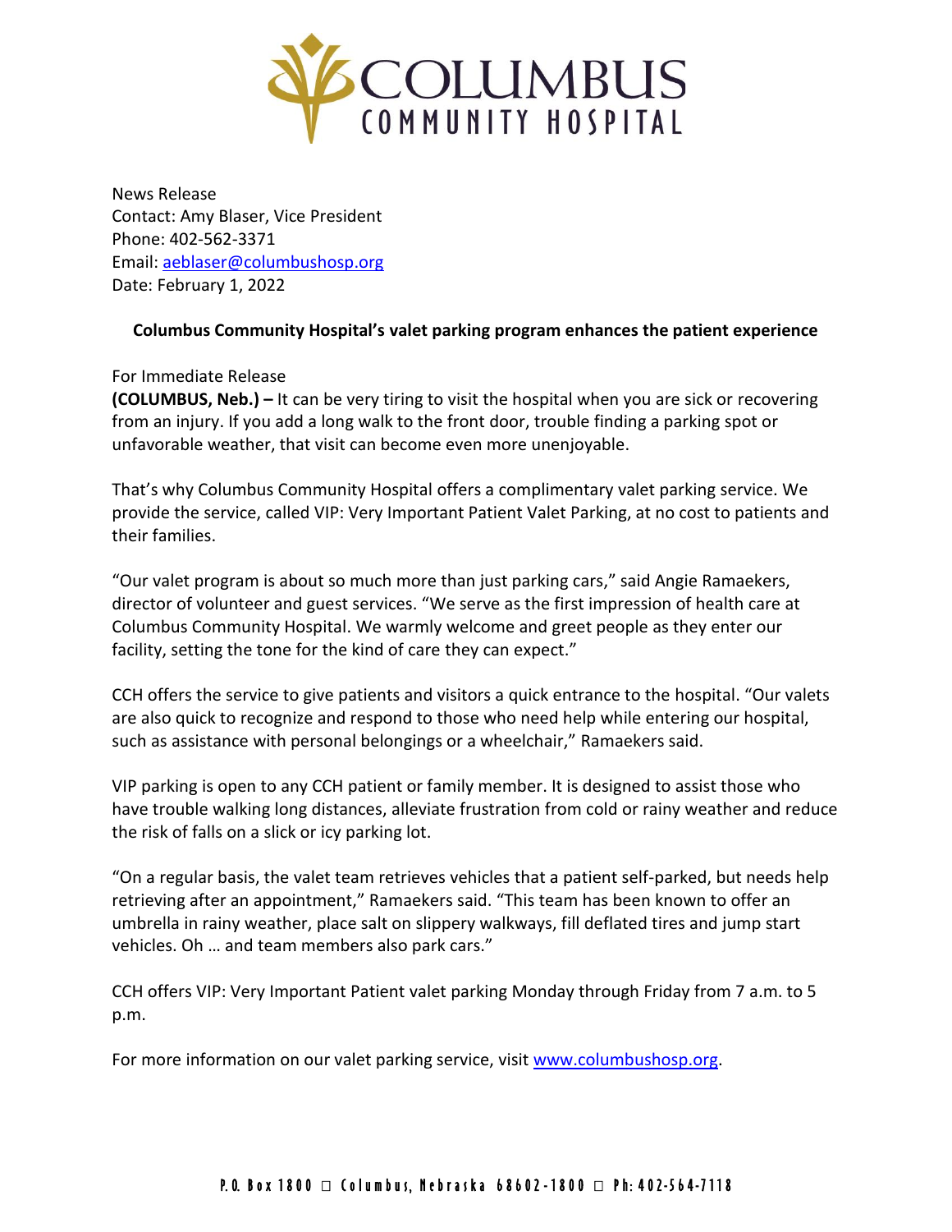# COLUMBUS COMMUNITY HOSPITAL

News Release
Contact: Amy Blaser, Vice President
Phone: 402-562-3371
Email: aeblaser@columbushosp.org
Date: February 1, 2022

**Columbus Community Hospital's valet parking program enhances the patient experience**

For Immediate Release
**(COLUMBUS, Neb.) –** It can be very tiring to visit the hospital when you are sick or recovering from an injury. If you add a long walk to the front door, trouble finding a parking spot or unfavorable weather, that visit can become even more unenjoyable.

That's why Columbus Community Hospital offers a complimentary valet parking service. We provide the service, called VIP: Very Important Patient Valet Parking, at no cost to patients and their families.

"Our valet program is about so much more than just parking cars," said Angie Ramaekers, director of volunteer and guest services. "We serve as the first impression of health care at Columbus Community Hospital. We warmly welcome and greet people as they enter our facility, setting the tone for the kind of care they can expect."

CCH offers the service to give patients and visitors a quick entrance to the hospital. "Our valets are also quick to recognize and respond to those who need help while entering our hospital, such as assistance with personal belongings or a wheelchair," Ramaekers said.

VIP parking is open to any CCH patient or family member. It is designed to assist those who have trouble walking long distances, alleviate frustration from cold or rainy weather and reduce the risk of falls on a slick or icy parking lot.

"On a regular basis, the valet team retrieves vehicles that a patient self-parked, but needs help retrieving after an appointment," Ramaekers said. "This team has been known to offer an umbrella in rainy weather, place salt on slippery walkways, fill deflated tires and jump start vehicles. Oh … and team members also park cars."

CCH offers VIP: Very Important Patient valet parking Monday through Friday from 7 a.m. to 5 p.m.

For more information on our valet parking service, visit www.columbushosp.org.

P.O. Box 1800 □ Columbus, Nebraska 68602-1800 □ Ph: 402-564-7118